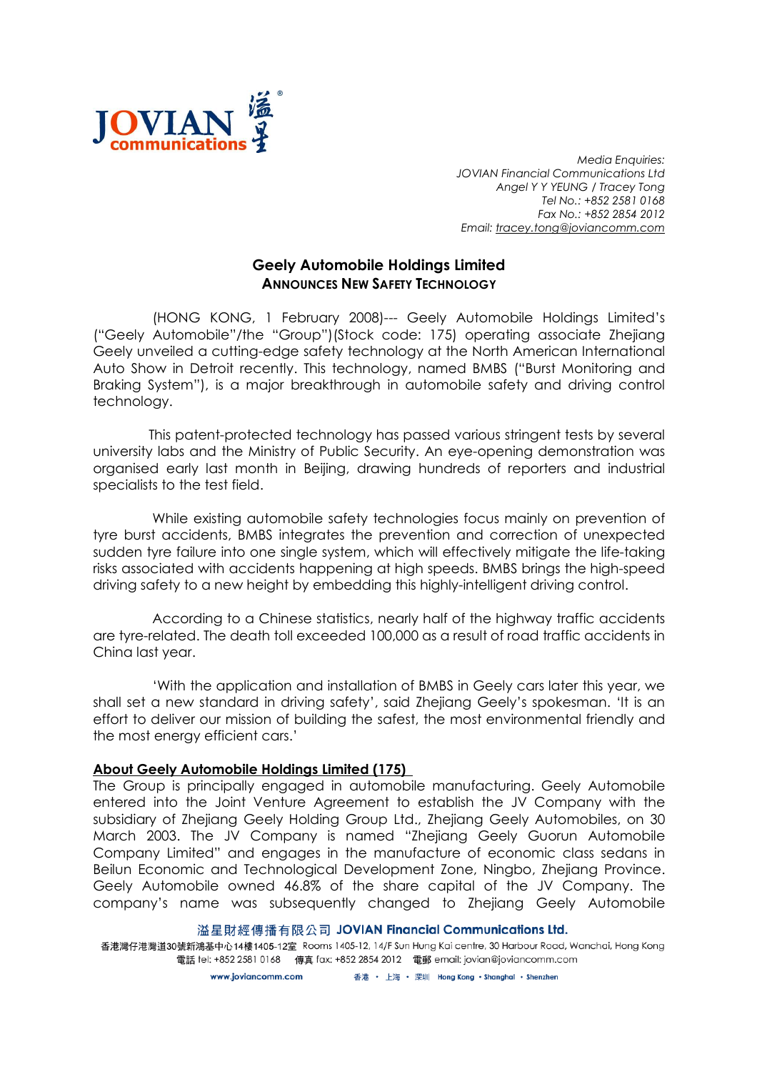*Media Enquiries:*
*JOVIAN Financial Communications Ltd*
*Angel Y Y YEUNG / Tracey Tong*
*Tel No.: +852 2581 0168*
*Fax No.: +852 2854 2012*
*Email: tracey.tong@joviancomm.com*

# Geely Automobile Holdings Limited

## ANNOUNCES NEW SAFETY TECHNOLOGY

(HONG KONG, 1 February 2008)--- Geely Automobile Holdings Limited's ("Geely Automobile"/the "Group")(Stock code: 175) operating associate Zhejiang Geely unveiled a cutting-edge safety technology at the North American International Auto Show in Detroit recently. This technology, named BMBS ("Burst Monitoring and Braking System"), is a major breakthrough in automobile safety and driving control technology.

This patent-protected technology has passed various stringent tests by several university labs and the Ministry of Public Security. An eye-opening demonstration was organised early last month in Beijing, drawing hundreds of reporters and industrial specialists to the test field.

While existing automobile safety technologies focus mainly on prevention of tyre burst accidents, BMBS integrates the prevention and correction of unexpected sudden tyre failure into one single system, which will effectively mitigate the life-taking risks associated with accidents happening at high speeds. BMBS brings the high-speed driving safety to a new height by embedding this highly-intelligent driving control.

According to a Chinese statistics, nearly half of the highway traffic accidents are tyre-related. The death toll exceeded 100,000 as a result of road traffic accidents in China last year.

'With the application and installation of BMBS in Geely cars later this year, we shall set a new standard in driving safety', said Zhejiang Geely's spokesman. 'It is an effort to deliver our mission of building the safest, the most environmental friendly and the most energy efficient cars.'

**About Geely Automobile Holdings Limited (175)**

The Group is principally engaged in automobile manufacturing. Geely Automobile entered into the Joint Venture Agreement to establish the JV Company with the subsidiary of Zhejiang Geely Holding Group Ltd., Zhejiang Geely Automobiles, on 30 March 2003. The JV Company is named "Zhejiang Geely Guorun Automobile Company Limited" and engages in the manufacture of economic class sedans in Beilun Economic and Technological Development Zone, Ningbo, Zhejiang Province. Geely Automobile owned 46.8% of the share capital of the JV Company. The company's name was subsequently changed to Zhejiang Geely Automobile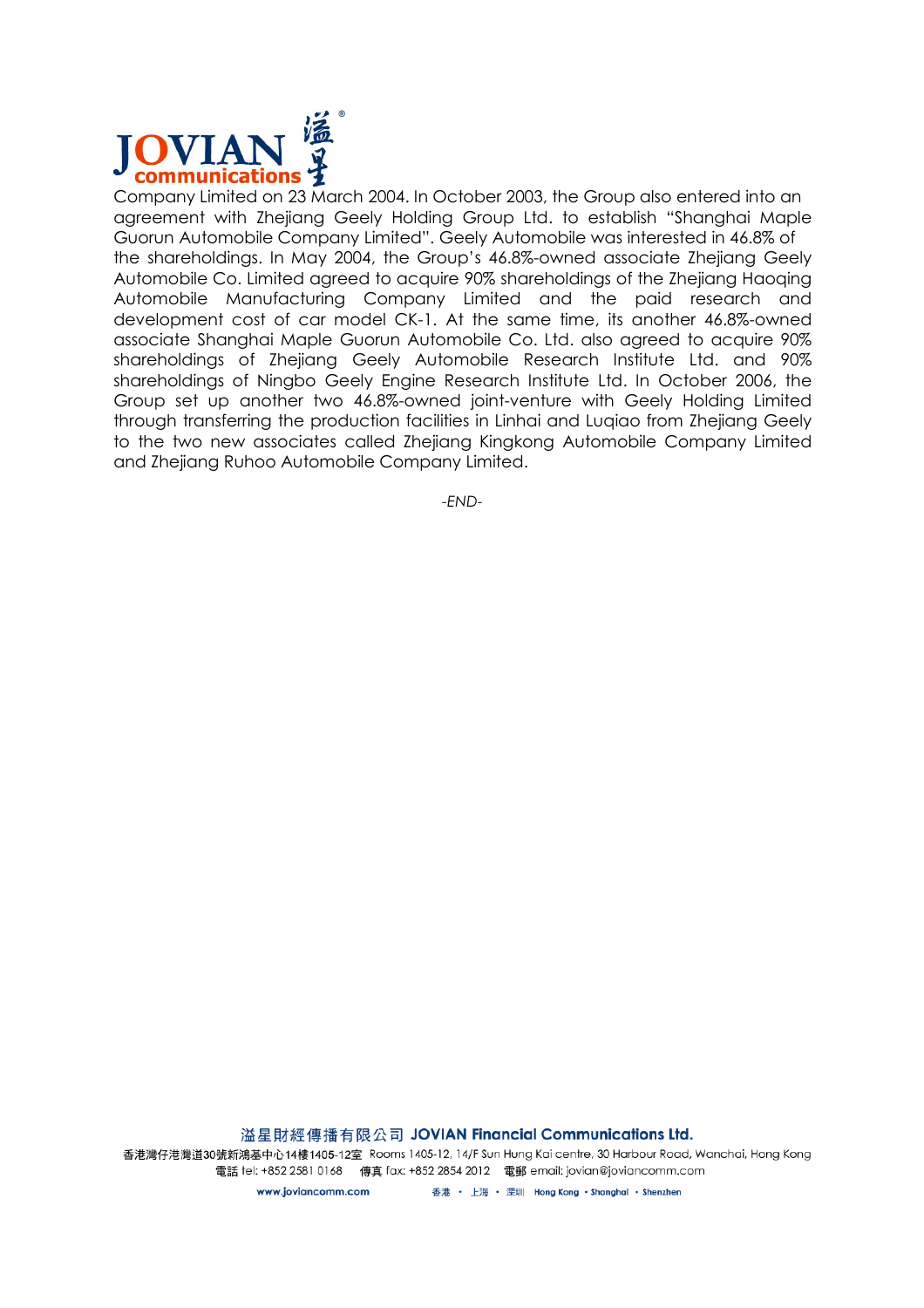Company Limited on 23 March 2004. In October 2003, the Group also entered into an agreement with Zhejiang Geely Holding Group Ltd. to establish "Shanghai Maple Guorun Automobile Company Limited". Geely Automobile was interested in 46.8% of the shareholdings. In May 2004, the Group's 46.8%-owned associate Zhejiang Geely Automobile Co. Limited agreed to acquire 90% shareholdings of the Zhejiang Haoqing Automobile Manufacturing Company Limited and the paid research and development cost of car model CK-1. At the same time, its another 46.8%-owned associate Shanghai Maple Guorun Automobile Co. Ltd. also agreed to acquire 90% shareholdings of Zhejiang Geely Automobile Research Institute Ltd. and 90% shareholdings of Ningbo Geely Engine Research Institute Ltd. In October 2006, the Group set up another two 46.8%-owned joint-venture with Geely Holding Limited through transferring the production facilities in Linhai and Luqiao from Zhejiang Geely to the two new associates called Zhejiang Kingkong Automobile Company Limited and Zhejiang Ruhoo Automobile Company Limited.

*-END-*